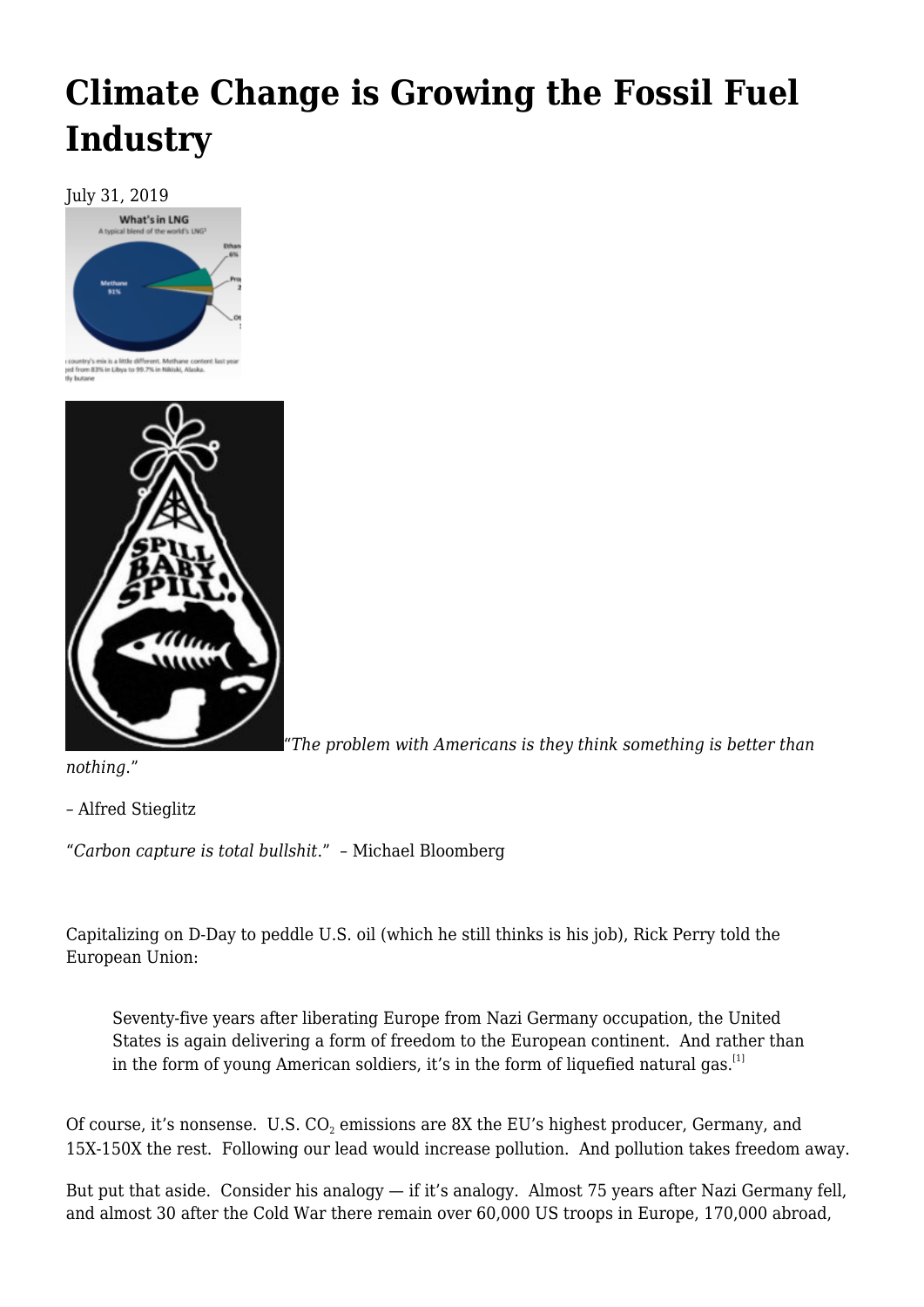# Climate Change is Growing the Fossil Fuel Industry

July 31, 2019

"*The problem with Americans is they think something is better than nothing*."

– Alfred Stieglitz

"*Carbon capture is total bullshit*." – Michael Bloomberg

Capitalizing on D-Day to peddle U.S. oil (which he still thinks is his job), Rick Perry told the European Union:

> Seventy-five years after liberating Europe from Nazi Germany occupation, the United States is again delivering a form of freedom to the European continent. And rather than in the form of young American soldiers, it's in the form of liquefied natural gas.[1]

Of course, it's nonsense. U.S. $CO_2$ emissions are 8X the EU's highest producer, Germany, and 15X-150X the rest. Following our lead would increase pollution. And pollution takes freedom away.

But put that aside. Consider his analogy — if it's analogy. Almost 75 years after Nazi Germany fell, and almost 30 after the Cold War there remain over 60,000 US troops in Europe, 170,000 abroad,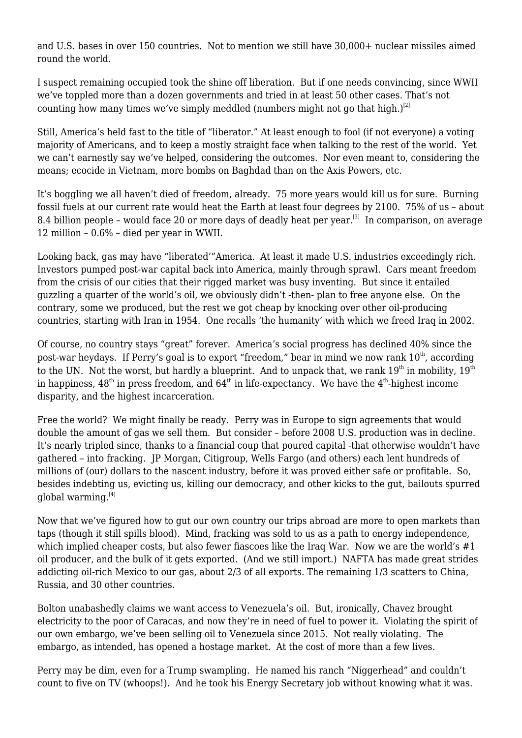and U.S. bases in over 150 countries. Not to mention we still have 30,000+ nuclear missiles aimed round the world.

I suspect remaining occupied took the shine off liberation. But if one needs convincing, since WWII we've toppled more than a dozen governments and tried in at least 50 other cases. That's not counting how many times we've simply meddled (numbers might not go that high.)[2]

Still, America's held fast to the title of "liberator." At least enough to fool (if not everyone) a voting majority of Americans, and to keep a mostly straight face when talking to the rest of the world. Yet we can't earnestly say we've helped, considering the outcomes. Nor even meant to, considering the means; ecocide in Vietnam, more bombs on Baghdad than on the Axis Powers, etc.

It's boggling we all haven't died of freedom, already. 75 more years would kill us for sure. Burning fossil fuels at our current rate would heat the Earth at least four degrees by 2100. 75% of us – about 8.4 billion people – would face 20 or more days of deadly heat per year.[3] In comparison, on average 12 million – 0.6% – died per year in WWII.

Looking back, gas may have "liberated'"America. At least it made U.S. industries exceedingly rich. Investors pumped post-war capital back into America, mainly through sprawl. Cars meant freedom from the crisis of our cities that their rigged market was busy inventing. But since it entailed guzzling a quarter of the world's oil, we obviously didn't -then- plan to free anyone else. On the contrary, some we produced, but the rest we got cheap by knocking over other oil-producing countries, starting with Iran in 1954. One recalls 'the humanity' with which we freed Iraq in 2002.

Of course, no country stays "great" forever. America's social progress has declined 40% since the post-war heydays. If Perry's goal is to export "freedom," bear in mind we now rank 10th, according to the UN. Not the worst, but hardly a blueprint. And to unpack that, we rank 19th in mobility, 19th in happiness, 48th in press freedom, and 64th in life-expectancy. We have the 4th-highest income disparity, and the highest incarceration.

Free the world? We might finally be ready. Perry was in Europe to sign agreements that would double the amount of gas we sell them. But consider – before 2008 U.S. production was in decline. It's nearly tripled since, thanks to a financial coup that poured capital -that otherwise wouldn't have gathered – into fracking. JP Morgan, Citigroup, Wells Fargo (and others) each lent hundreds of millions of (our) dollars to the nascent industry, before it was proved either safe or profitable. So, besides indebting us, evicting us, killing our democracy, and other kicks to the gut, bailouts spurred global warming.[4]

Now that we've figured how to gut our own country our trips abroad are more to open markets than taps (though it still spills blood). Mind, fracking was sold to us as a path to energy independence, which implied cheaper costs, but also fewer fiascoes like the Iraq War. Now we are the world's #1 oil producer, and the bulk of it gets exported. (And we still import.) NAFTA has made great strides addicting oil-rich Mexico to our gas, about 2/3 of all exports. The remaining 1/3 scatters to China, Russia, and 30 other countries.

Bolton unabashedly claims we want access to Venezuela's oil. But, ironically, Chavez brought electricity to the poor of Caracas, and now they're in need of fuel to power it. Violating the spirit of our own embargo, we've been selling oil to Venezuela since 2015. Not really violating. The embargo, as intended, has opened a hostage market. At the cost of more than a few lives.

Perry may be dim, even for a Trump swampling. He named his ranch "Niggerhead" and couldn't count to five on TV (whoops!). And he took his Energy Secretary job without knowing what it was.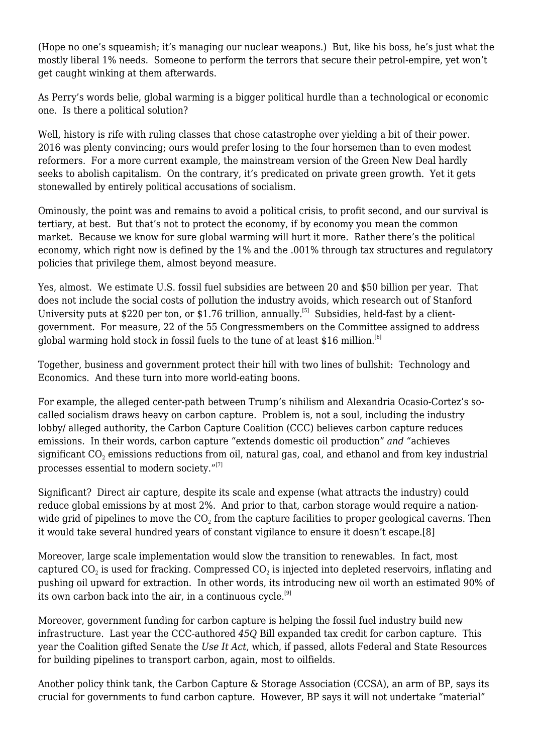(Hope no one's squeamish; it's managing our nuclear weapons.) But, like his boss, he's just what the mostly liberal 1% needs. Someone to perform the terrors that secure their petrol-empire, yet won't get caught winking at them afterwards.

As Perry's words belie, global warming is a bigger political hurdle than a technological or economic one. Is there a political solution?

Well, history is rife with ruling classes that chose catastrophe over yielding a bit of their power. 2016 was plenty convincing; ours would prefer losing to the four horsemen than to even modest reformers. For a more current example, the mainstream version of the Green New Deal hardly seeks to abolish capitalism. On the contrary, it's predicated on private green growth. Yet it gets stonewalled by entirely political accusations of socialism.

Ominously, the point was and remains to avoid a political crisis, to profit second, and our survival is tertiary, at best. But that's not to protect the economy, if by economy you mean the common market. Because we know for sure global warming will hurt it more. Rather there's the political economy, which right now is defined by the 1% and the .001% through tax structures and regulatory policies that privilege them, almost beyond measure.

Yes, almost. We estimate U.S. fossil fuel subsidies are between 20 and $50 billion per year. That does not include the social costs of pollution the industry avoids, which research out of Stanford University puts at $220 per ton, or $1.76 trillion, annually.[5] Subsidies, held-fast by a client-government. For measure, 22 of the 55 Congressmembers on the Committee assigned to address global warming hold stock in fossil fuels to the tune of at least $16 million.[6]

Together, business and government protect their hill with two lines of bullshit: Technology and Economics. And these turn into more world-eating boons.

For example, the alleged center-path between Trump's nihilism and Alexandria Ocasio-Cortez's so-called socialism draws heavy on carbon capture. Problem is, not a soul, including the industry lobby/ alleged authority, the Carbon Capture Coalition (CCC) believes carbon capture reduces emissions. In their words, carbon capture "extends domestic oil production" *and* "achieves significant $CO_2$ emissions reductions from oil, natural gas, coal, and ethanol and from key industrial processes essential to modern society."[7]

Significant? Direct air capture, despite its scale and expense (what attracts the industry) could reduce global emissions by at most 2%. And prior to that, carbon storage would require a nation-wide grid of pipelines to move the $CO_2$ from the capture facilities to proper geological caverns. Then it would take several hundred years of constant vigilance to ensure it doesn't escape.[8]

Moreover, large scale implementation would slow the transition to renewables. In fact, most captured $CO_2$ is used for fracking. Compressed $CO_2$ is injected into depleted reservoirs, inflating and pushing oil upward for extraction. In other words, its introducing new oil worth an estimated 90% of its own carbon back into the air, in a continuous cycle.[9]

Moreover, government funding for carbon capture is helping the fossil fuel industry build new infrastructure. Last year the CCC-authored *45Q* Bill expanded tax credit for carbon capture. This year the Coalition gifted Senate the *Use It Act*, which, if passed, allots Federal and State Resources for building pipelines to transport carbon, again, most to oilfields.

Another policy think tank, the Carbon Capture & Storage Association (CCSA), an arm of BP, says its crucial for governments to fund carbon capture. However, BP says it will not undertake "material"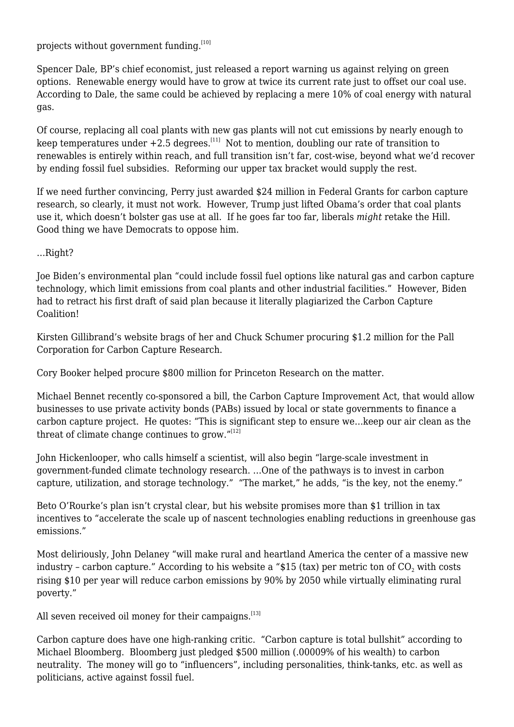projects without government funding.[10]

Spencer Dale, BP's chief economist, just released a report warning us against relying on green options. Renewable energy would have to grow at twice its current rate just to offset our coal use. According to Dale, the same could be achieved by replacing a mere 10% of coal energy with natural gas.

Of course, replacing all coal plants with new gas plants will not cut emissions by nearly enough to keep temperatures under +2.5 degrees.[11] Not to mention, doubling our rate of transition to renewables is entirely within reach, and full transition isn't far, cost-wise, beyond what we'd recover by ending fossil fuel subsidies. Reforming our upper tax bracket would supply the rest.

If we need further convincing, Perry just awarded $24 million in Federal Grants for carbon capture research, so clearly, it must not work. However, Trump just lifted Obama's order that coal plants use it, which doesn't bolster gas use at all. If he goes far too far, liberals *might* retake the Hill. Good thing we have Democrats to oppose him.

…Right?

Joe Biden's environmental plan "could include fossil fuel options like natural gas and carbon capture technology, which limit emissions from coal plants and other industrial facilities." However, Biden had to retract his first draft of said plan because it literally plagiarized the Carbon Capture Coalition!

Kirsten Gillibrand's website brags of her and Chuck Schumer procuring $1.2 million for the Pall Corporation for Carbon Capture Research.

Cory Booker helped procure $800 million for Princeton Research on the matter.

Michael Bennet recently co-sponsored a bill, the Carbon Capture Improvement Act, that would allow businesses to use private activity bonds (PABs) issued by local or state governments to finance a carbon capture project. He quotes: "This is significant step to ensure we…keep our air clean as the threat of climate change continues to grow."[12]

John Hickenlooper, who calls himself a scientist, will also begin "large-scale investment in government-funded climate technology research. …One of the pathways is to invest in carbon capture, utilization, and storage technology." "The market," he adds, "is the key, not the enemy."

Beto O'Rourke's plan isn't crystal clear, but his website promises more than $1 trillion in tax incentives to "accelerate the scale up of nascent technologies enabling reductions in greenhouse gas emissions."

Most deliriously, John Delaney "will make rural and heartland America the center of a massive new industry – carbon capture." According to his website a "$15 (tax) per metric ton of $CO_2$ with costs rising $10 per year will reduce carbon emissions by 90% by 2050 while virtually eliminating rural poverty."

All seven received oil money for their campaigns.[13]

Carbon capture does have one high-ranking critic. "Carbon capture is total bullshit" according to Michael Bloomberg. Bloomberg just pledged $500 million (.00009% of his wealth) to carbon neutrality. The money will go to "influencers", including personalities, think-tanks, etc. as well as politicians, active against fossil fuel.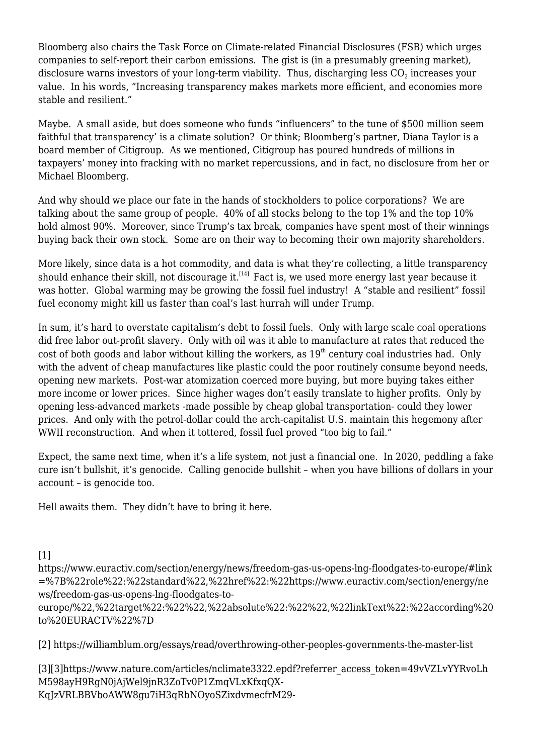Bloomberg also chairs the Task Force on Climate-related Financial Disclosures (FSB) which urges companies to self-report their carbon emissions. The gist is (in a presumably greening market), disclosure warns investors of your long-term viability. Thus, discharging less $CO_2$ increases your value. In his words, "Increasing transparency makes markets more efficient, and economies more stable and resilient."

Maybe. A small aside, but does someone who funds "influencers" to the tune of $500 million seem faithful that transparency' is a climate solution? Or think; Bloomberg's partner, Diana Taylor is a board member of Citigroup. As we mentioned, Citigroup has poured hundreds of millions in taxpayers' money into fracking with no market repercussions, and in fact, no disclosure from her or Michael Bloomberg.

And why should we place our fate in the hands of stockholders to police corporations? We are talking about the same group of people. 40% of all stocks belong to the top 1% and the top 10% hold almost 90%. Moreover, since Trump's tax break, companies have spent most of their winnings buying back their own stock. Some are on their way to becoming their own majority shareholders.

More likely, since data is a hot commodity, and data is what they're collecting, a little transparency should enhance their skill, not discourage it.[14] Fact is, we used more energy last year because it was hotter. Global warming may be growing the fossil fuel industry! A "stable and resilient" fossil fuel economy might kill us faster than coal's last hurrah will under Trump.

In sum, it's hard to overstate capitalism's debt to fossil fuels. Only with large scale coal operations did free labor out-profit slavery. Only with oil was it able to manufacture at rates that reduced the cost of both goods and labor without killing the workers, as 19th century coal industries had. Only with the advent of cheap manufactures like plastic could the poor routinely consume beyond needs, opening new markets. Post-war atomization coerced more buying, but more buying takes either more income or lower prices. Since higher wages don't easily translate to higher profits. Only by opening less-advanced markets -made possible by cheap global transportation- could they lower prices. And only with the petrol-dollar could the arch-capitalist U.S. maintain this hegemony after WWII reconstruction. And when it tottered, fossil fuel proved "too big to fail."

Expect, the same next time, when it's a life system, not just a financial one. In 2020, peddling a fake cure isn't bullshit, it's genocide. Calling genocide bullshit – when you have billions of dollars in your account – is genocide too.

Hell awaits them. They didn't have to bring it here.

[1]
https://www.euractiv.com/section/energy/news/freedom-gas-us-opens-lng-floodgates-to-europe/#link=%7B%22role%22:%22standard%22,%22href%22:%22https://www.euractiv.com/section/energy/news/freedom-gas-us-opens-lng-floodgates-to-europe/%22,%22target%22:%22%22,%22absolute%22:%22%22,%22linkText%22:%22according%20to%20EURACTV%22%7D

[2] https://williamblum.org/essays/read/overthrowing-other-peoples-governments-the-master-list

[3][3]https://www.nature.com/articles/nclimate3322.epdf?referrer_access_token=49vVZLvYYRvoLhM598ayH9RgN0jAjWel9jnR3ZoTv0P1ZmqVLxKfxqQX-KqJzVRLBBVboAWW8gu7iH3qRbNOyoSZixdvmecfrM29-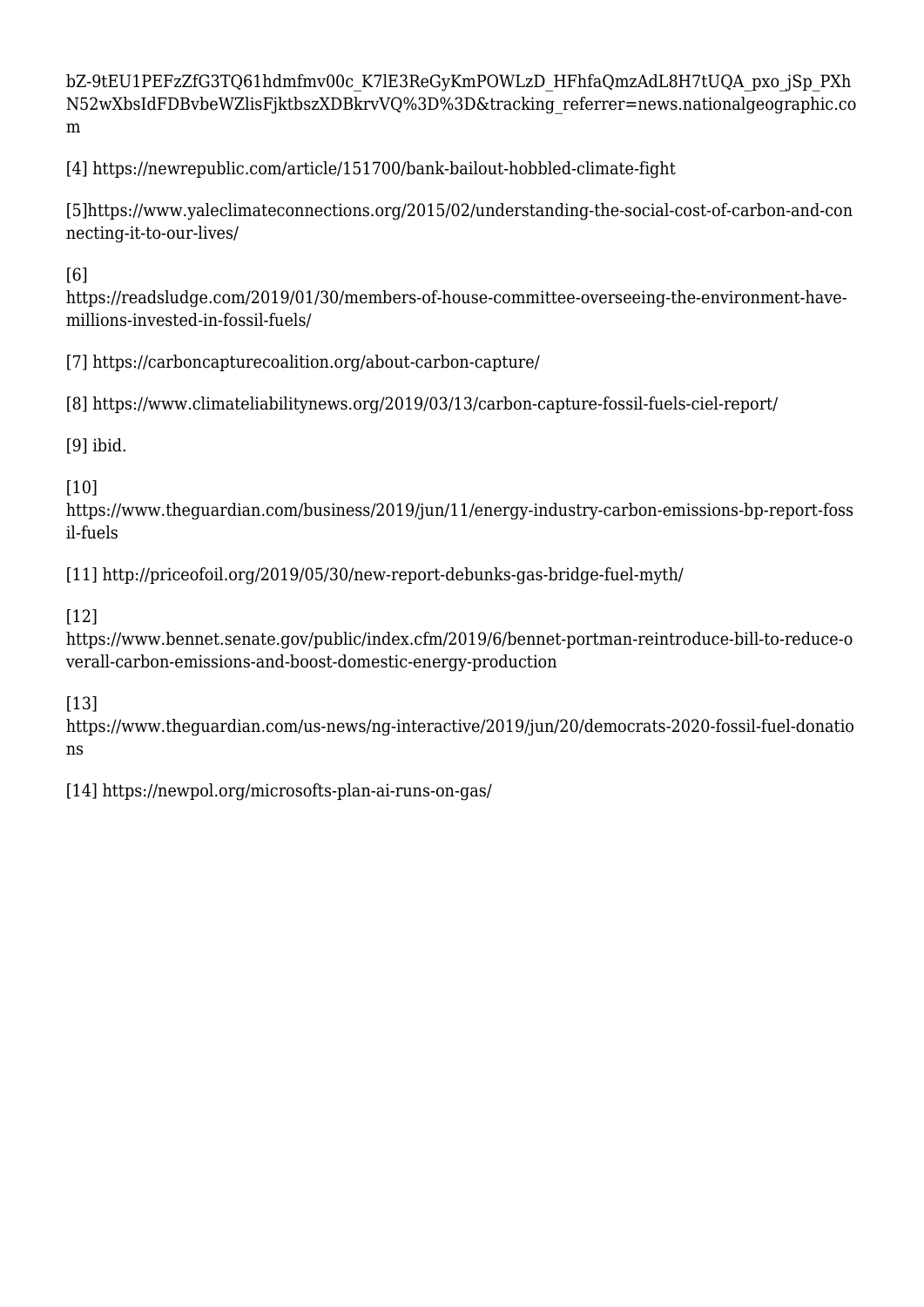bZ-9tEU1PEFzZfG3TQ61hdmfmv00c_K7lE3ReGyKmPOWLzD_HFhfaQmzAdL8H7tUQA_pxo_jSp_PXhN52wXbsIdFDBvbeWZlisFjktbszXDBkrvVQ%3D%3D&tracking_referrer=news.nationalgeographic.com

[4] https://newrepublic.com/article/151700/bank-bailout-hobbled-climate-fight

[5]https://www.yaleclimateconnections.org/2015/02/understanding-the-social-cost-of-carbon-and-connecting-it-to-our-lives/

[6] https://readsludge.com/2019/01/30/members-of-house-committee-overseeing-the-environment-have-millions-invested-in-fossil-fuels/

[7] https://carboncapturecoalition.org/about-carbon-capture/

[8] https://www.climateliabilitynews.org/2019/03/13/carbon-capture-fossil-fuels-ciel-report/

[9] ibid.

[10] https://www.theguardian.com/business/2019/jun/11/energy-industry-carbon-emissions-bp-report-fossil-fuels

[11] http://priceofoil.org/2019/05/30/new-report-debunks-gas-bridge-fuel-myth/

[12] https://www.bennet.senate.gov/public/index.cfm/2019/6/bennet-portman-reintroduce-bill-to-reduce-overall-carbon-emissions-and-boost-domestic-energy-production

[13] https://www.theguardian.com/us-news/ng-interactive/2019/jun/20/democrats-2020-fossil-fuel-donations

[14] https://newpol.org/microsofts-plan-ai-runs-on-gas/